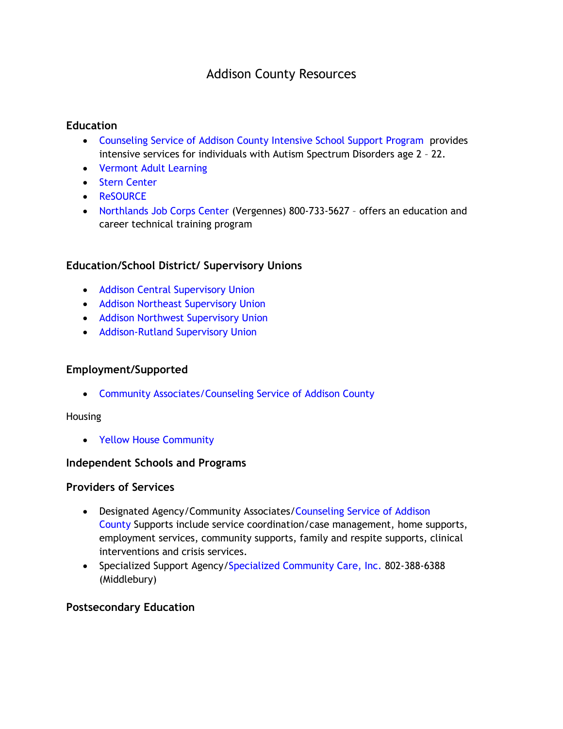# Addison County Resources

## Education

- Counseling Service of Addison County Intensive School Support Program provides intensive services for individuals with Autism Spectrum Disorders age 2 – 22.
- Vermont Adult Learning
- Stern Center
- ReSOURCE
- Northlands Job Corps Center (Vergennes) 800-733-5627 – offers an education and career technical training program

## Education/School District/ Supervisory Unions

- Addison Central Supervisory Union
- Addison Northeast Supervisory Union
- Addison Northwest Supervisory Union
- Addison-Rutland Supervisory Union

## Employment/Supported

- Community Associates/Counseling Service of Addison County

Housing

- Yellow House Community

## Independent Schools and Programs

## Providers of Services

- Designated Agency/Community Associates/Counseling Service of Addison County Supports include service coordination/case management, home supports, employment services, community supports, family and respite supports, clinical interventions and crisis services.
- Specialized Support Agency/Specialized Community Care, Inc. 802-388-6388 (Middlebury)

## Postsecondary Education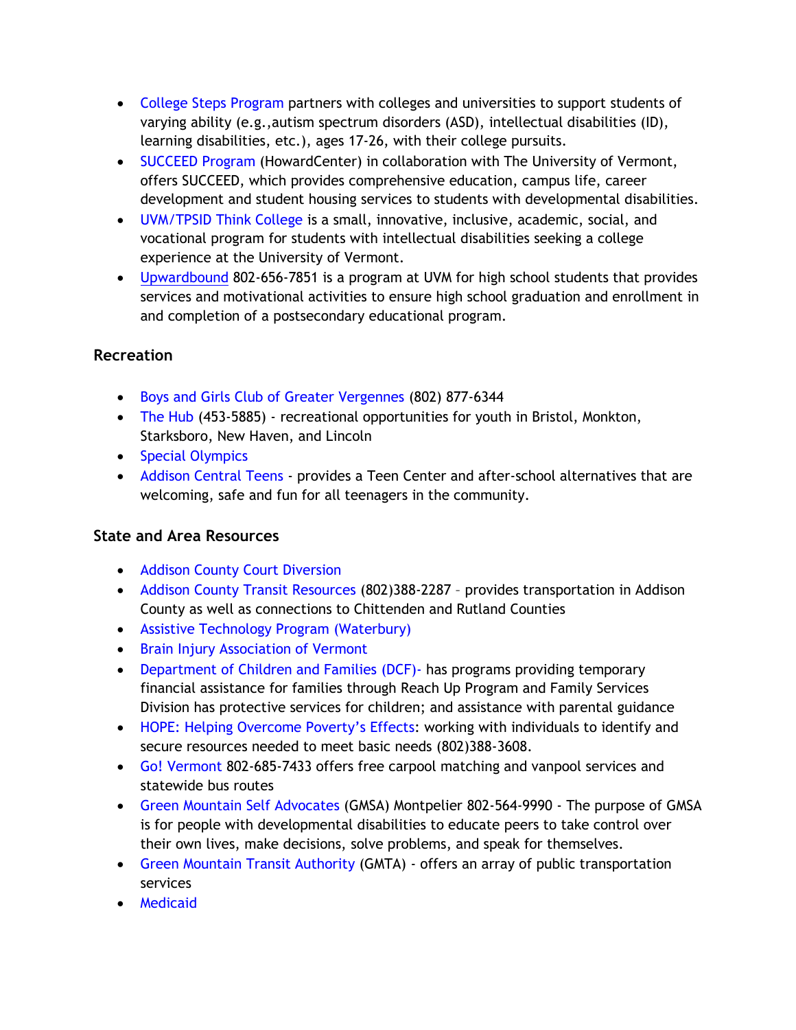- College Steps Program partners with colleges and universities to support students of varying ability (e.g.,autism spectrum disorders (ASD), intellectual disabilities (ID), learning disabilities, etc.), ages 17-26, with their college pursuits.
- SUCCEED Program (HowardCenter) in collaboration with The University of Vermont, offers SUCCEED, which provides comprehensive education, campus life, career development and student housing services to students with developmental disabilities.
- UVM/TPSID Think College is a small, innovative, inclusive, academic, social, and vocational program for students with intellectual disabilities seeking a college experience at the University of Vermont.
- Upwardbound 802-656-7851 is a program at UVM for high school students that provides services and motivational activities to ensure high school graduation and enrollment in and completion of a postsecondary educational program.

### Recreation

- Boys and Girls Club of Greater Vergennes (802) 877-6344
- The Hub (453-5885) - recreational opportunities for youth in Bristol, Monkton, Starksboro, New Haven, and Lincoln
- Special Olympics
- Addison Central Teens - provides a Teen Center and after-school alternatives that are welcoming, safe and fun for all teenagers in the community.

### State and Area Resources

- Addison County Court Diversion
- Addison County Transit Resources (802)388-2287 – provides transportation in Addison County as well as connections to Chittenden and Rutland Counties
- Assistive Technology Program (Waterbury)
- Brain Injury Association of Vermont
- Department of Children and Families (DCF)- has programs providing temporary financial assistance for families through Reach Up Program and Family Services Division has protective services for children; and assistance with parental guidance
- HOPE: Helping Overcome Poverty's Effects: working with individuals to identify and secure resources needed to meet basic needs (802)388-3608.
- Go! Vermont 802-685-7433 offers free carpool matching and vanpool services and statewide bus routes
- Green Mountain Self Advocates (GMSA) Montpelier 802-564-9990 - The purpose of GMSA is for people with developmental disabilities to educate peers to take control over their own lives, make decisions, solve problems, and speak for themselves.
- Green Mountain Transit Authority (GMTA) - offers an array of public transportation services
- Medicaid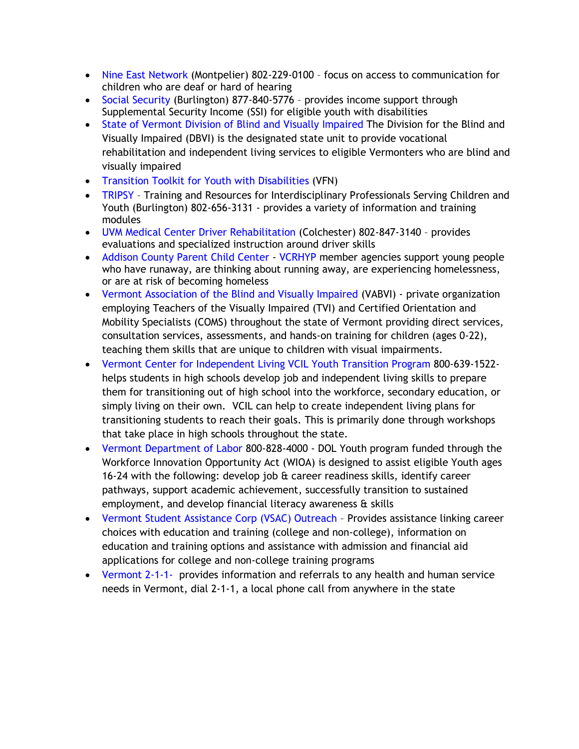- Nine East Network (Montpelier) 802-229-0100 – focus on access to communication for children who are deaf or hard of hearing
- Social Security (Burlington) 877-840-5776 – provides income support through Supplemental Security Income (SSI) for eligible youth with disabilities
- State of Vermont Division of Blind and Visually Impaired The Division for the Blind and Visually Impaired (DBVI) is the designated state unit to provide vocational rehabilitation and independent living services to eligible Vermonters who are blind and visually impaired
- Transition Toolkit for Youth with Disabilities (VFN)
- TRIPSY – Training and Resources for Interdisciplinary Professionals Serving Children and Youth (Burlington) 802-656-3131 - provides a variety of information and training modules
- UVM Medical Center Driver Rehabilitation (Colchester) 802-847-3140 – provides evaluations and specialized instruction around driver skills
- Addison County Parent Child Center - VCRHYP member agencies support young people who have runaway, are thinking about running away, are experiencing homelessness, or are at risk of becoming homeless
- Vermont Association of the Blind and Visually Impaired (VABVI) - private organization employing Teachers of the Visually Impaired (TVI) and Certified Orientation and Mobility Specialists (COMS) throughout the state of Vermont providing direct services, consultation services, assessments, and hands-on training for children (ages 0-22), teaching them skills that are unique to children with visual impairments.
- Vermont Center for Independent Living VCIL Youth Transition Program 800-639-1522- helps students in high schools develop job and independent living skills to prepare them for transitioning out of high school into the workforce, secondary education, or simply living on their own. VCIL can help to create independent living plans for transitioning students to reach their goals. This is primarily done through workshops that take place in high schools throughout the state.
- Vermont Department of Labor 800-828-4000 - DOL Youth program funded through the Workforce Innovation Opportunity Act (WIOA) is designed to assist eligible Youth ages 16-24 with the following: develop job & career readiness skills, identify career pathways, support academic achievement, successfully transition to sustained employment, and develop financial literacy awareness & skills
- Vermont Student Assistance Corp (VSAC) Outreach – Provides assistance linking career choices with education and training (college and non-college), information on education and training options and assistance with admission and financial aid applications for college and non-college training programs
- Vermont 2-1-1- provides information and referrals to any health and human service needs in Vermont, dial 2-1-1, a local phone call from anywhere in the state